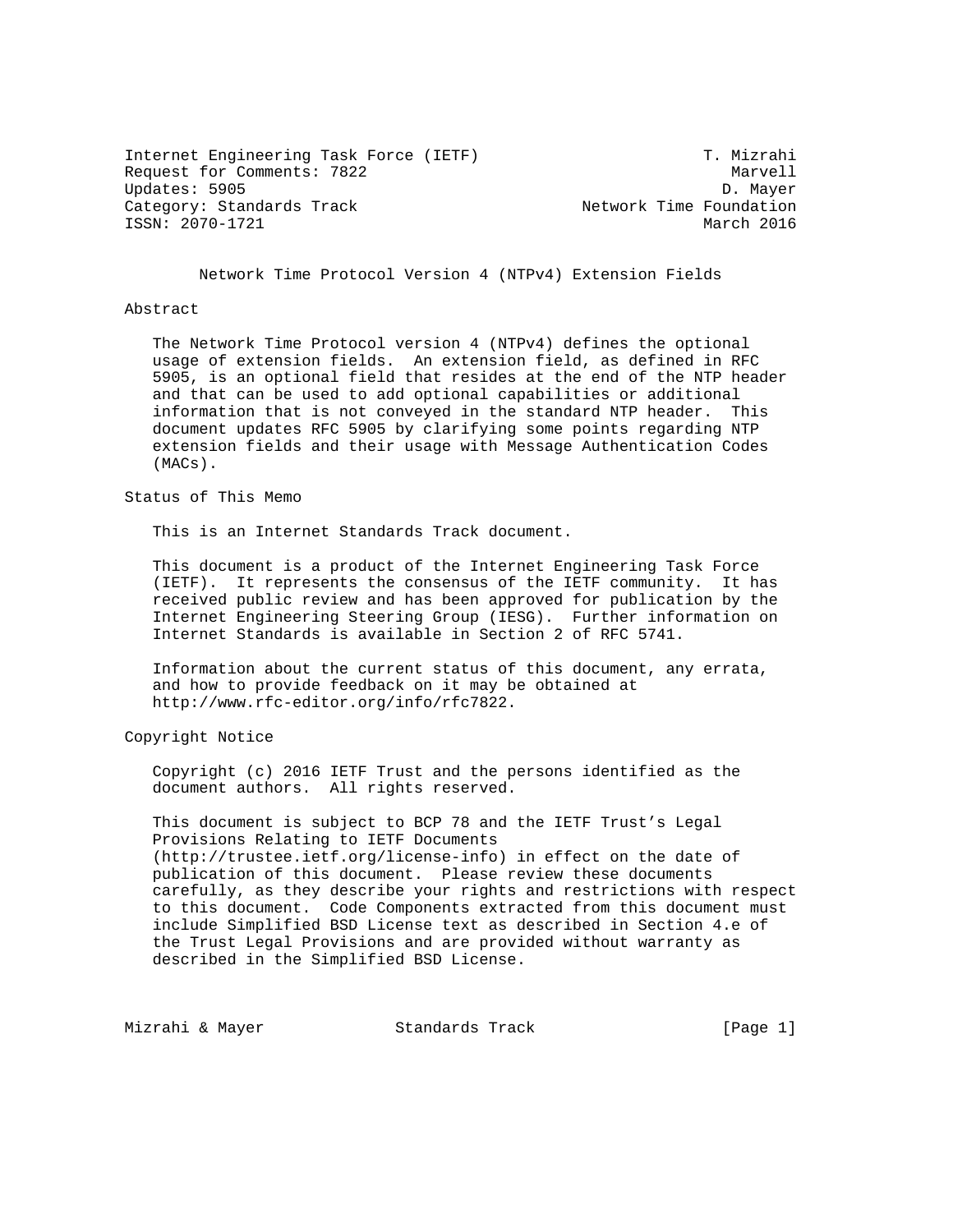Internet Engineering Task Force (IETF) T. Mizrahi
Request for Comments: 7822 Marvell
Updates: 5905 D. Mayer
Category: Standards Track Network Time Foundation
ISSN: 2070-1721 March 2016

# Network Time Protocol Version 4 (NTPv4) Extension Fields

## Abstract

The Network Time Protocol version 4 (NTPv4) defines the optional usage of extension fields. An extension field, as defined in RFC 5905, is an optional field that resides at the end of the NTP header and that can be used to add optional capabilities or additional information that is not conveyed in the standard NTP header. This document updates RFC 5905 by clarifying some points regarding NTP extension fields and their usage with Message Authentication Codes (MACs).

## Status of This Memo

This is an Internet Standards Track document.

This document is a product of the Internet Engineering Task Force (IETF). It represents the consensus of the IETF community. It has received public review and has been approved for publication by the Internet Engineering Steering Group (IESG). Further information on Internet Standards is available in Section 2 of RFC 5741.

Information about the current status of this document, any errata, and how to provide feedback on it may be obtained at http://www.rfc-editor.org/info/rfc7822.

## Copyright Notice

Copyright (c) 2016 IETF Trust and the persons identified as the document authors. All rights reserved.

This document is subject to BCP 78 and the IETF Trust's Legal Provisions Relating to IETF Documents (http://trustee.ietf.org/license-info) in effect on the date of publication of this document. Please review these documents carefully, as they describe your rights and restrictions with respect to this document. Code Components extracted from this document must include Simplified BSD License text as described in Section 4.e of the Trust Legal Provisions and are provided without warranty as described in the Simplified BSD License.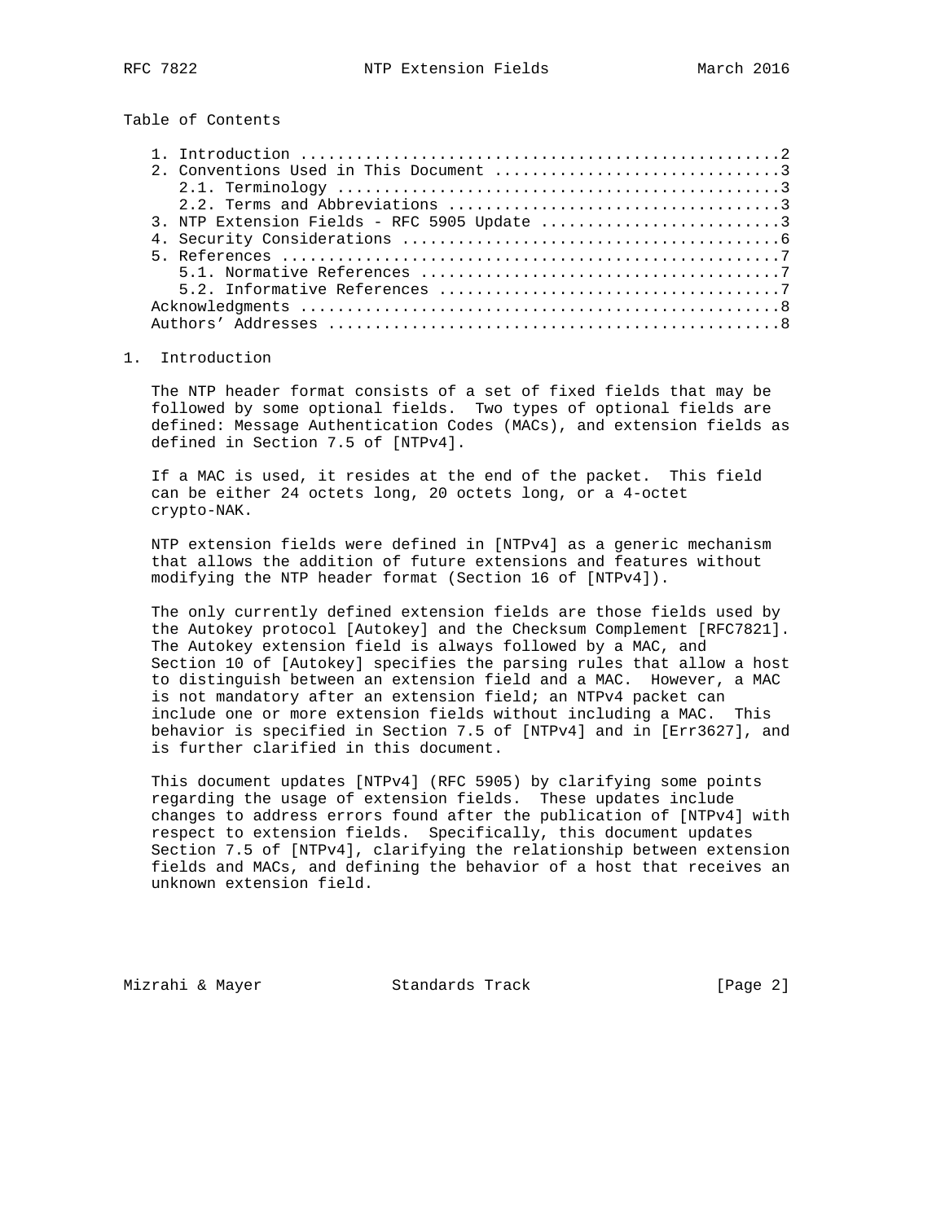Table of Contents

1. Introduction ....................................................2
2. Conventions Used in This Document ...............................3
   2.1. Terminology ................................................3
   2.2. Terms and Abbreviations ....................................3
3. NTP Extension Fields - RFC 5905 Update ..........................3
4. Security Considerations .........................................6
5. References ......................................................7
   5.1. Normative References .......................................7
   5.2. Informative References .....................................7
Acknowledgments ....................................................8
Authors' Addresses .................................................8

## 1. Introduction

The NTP header format consists of a set of fixed fields that may be followed by some optional fields. Two types of optional fields are defined: Message Authentication Codes (MACs), and extension fields as defined in Section 7.5 of [NTPv4].

If a MAC is used, it resides at the end of the packet. This field can be either 24 octets long, 20 octets long, or a 4-octet crypto-NAK.

NTP extension fields were defined in [NTPv4] as a generic mechanism that allows the addition of future extensions and features without modifying the NTP header format (Section 16 of [NTPv4]).

The only currently defined extension fields are those fields used by the Autokey protocol [Autokey] and the Checksum Complement [RFC7821]. The Autokey extension field is always followed by a MAC, and Section 10 of [Autokey] specifies the parsing rules that allow a host to distinguish between an extension field and a MAC. However, a MAC is not mandatory after an extension field; an NTPv4 packet can include one or more extension fields without including a MAC. This behavior is specified in Section 7.5 of [NTPv4] and in [Err3627], and is further clarified in this document.

This document updates [NTPv4] (RFC 5905) by clarifying some points regarding the usage of extension fields. These updates include changes to address errors found after the publication of [NTPv4] with respect to extension fields. Specifically, this document updates Section 7.5 of [NTPv4], clarifying the relationship between extension fields and MACs, and defining the behavior of a host that receives an unknown extension field.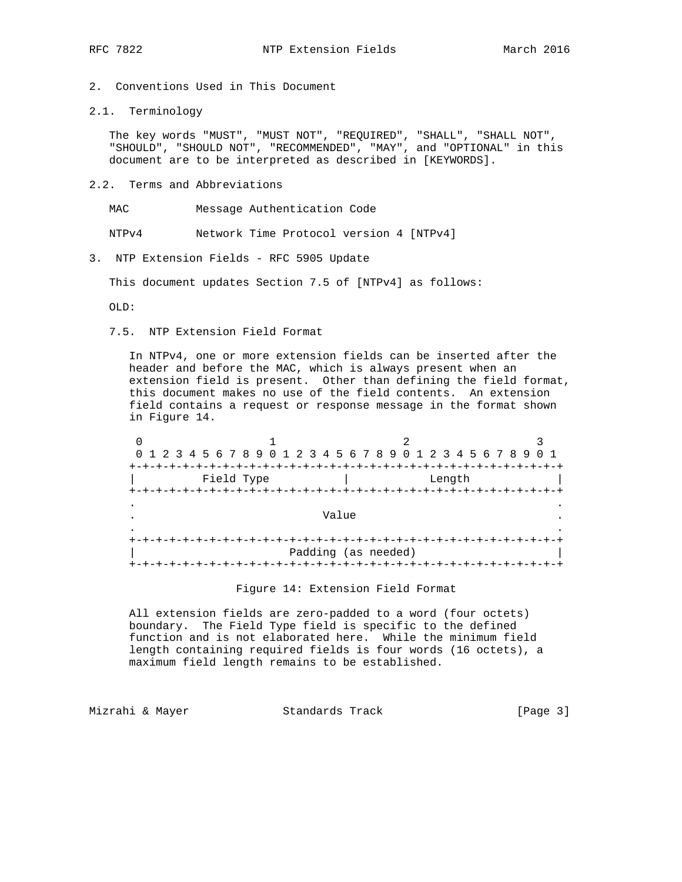## 2. Conventions Used in This Document

### 2.1. Terminology

The key words "MUST", "MUST NOT", "REQUIRED", "SHALL", "SHALL NOT", "SHOULD", "SHOULD NOT", "RECOMMENDED", "MAY", and "OPTIONAL" in this document are to be interpreted as described in [KEYWORDS].

### 2.2. Terms and Abbreviations

MAC           Message Authentication Code

NTPv4         Network Time Protocol version 4 [NTPv4]

## 3. NTP Extension Fields - RFC 5905 Update

This document updates Section 7.5 of [NTPv4] as follows:

OLD:

7.5. NTP Extension Field Format

In NTPv4, one or more extension fields can be inserted after the header and before the MAC, which is always present when an extension field is present. Other than defining the field format, this document makes no use of the field contents. An extension field contains a request or response message in the format shown in Figure 14.

```
 0                   1                   2                   3
 0 1 2 3 4 5 6 7 8 9 0 1 2 3 4 5 6 7 8 9 0 1 2 3 4 5 6 7 8 9 0 1
+-+-+-+-+-+-+-+-+-+-+-+-+-+-+-+-+-+-+-+-+-+-+-+-+-+-+-+-+-+-+-+-+
|          Field Type           |            Length             |
+-+-+-+-+-+-+-+-+-+-+-+-+-+-+-+-+-+-+-+-+-+-+-+-+-+-+-+-+-+-+-+-+
.                                                               .
.                            Value                              .
.                                                               .
+-+-+-+-+-+-+-+-+-+-+-+-+-+-+-+-+-+-+-+-+-+-+-+-+-+-+-+-+-+-+-+-+
|                       Padding (as needed)                     |
+-+-+-+-+-+-+-+-+-+-+-+-+-+-+-+-+-+-+-+-+-+-+-+-+-+-+-+-+-+-+-+-+
```

Figure 14: Extension Field Format

All extension fields are zero-padded to a word (four octets) boundary. The Field Type field is specific to the defined function and is not elaborated here. While the minimum field length containing required fields is four words (16 octets), a maximum field length remains to be established.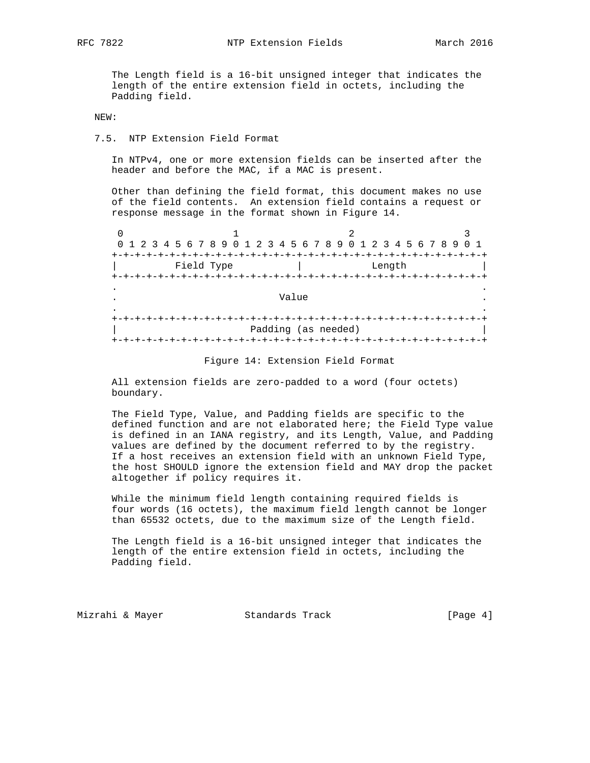The Length field is a 16-bit unsigned integer that indicates the length of the entire extension field in octets, including the Padding field.

NEW:

### 7.5. NTP Extension Field Format

In NTPv4, one or more extension fields can be inserted after the header and before the MAC, if a MAC is present.

Other than defining the field format, this document makes no use of the field contents. An extension field contains a request or response message in the format shown in Figure 14.

```
 0                   1                   2                   3
 0 1 2 3 4 5 6 7 8 9 0 1 2 3 4 5 6 7 8 9 0 1 2 3 4 5 6 7 8 9 0 1
+-+-+-+-+-+-+-+-+-+-+-+-+-+-+-+-+-+-+-+-+-+-+-+-+-+-+-+-+-+-+-+-+
|          Field Type           |            Length             |
+-+-+-+-+-+-+-+-+-+-+-+-+-+-+-+-+-+-+-+-+-+-+-+-+-+-+-+-+-+-+-+-+
.                                                               .
.                            Value                              .
.                                                               .
+-+-+-+-+-+-+-+-+-+-+-+-+-+-+-+-+-+-+-+-+-+-+-+-+-+-+-+-+-+-+-+-+
|                       Padding (as needed)                     |
+-+-+-+-+-+-+-+-+-+-+-+-+-+-+-+-+-+-+-+-+-+-+-+-+-+-+-+-+-+-+-+-+
```

Figure 14: Extension Field Format

All extension fields are zero-padded to a word (four octets) boundary.

The Field Type, Value, and Padding fields are specific to the defined function and are not elaborated here; the Field Type value is defined in an IANA registry, and its Length, Value, and Padding values are defined by the document referred to by the registry. If a host receives an extension field with an unknown Field Type, the host SHOULD ignore the extension field and MAY drop the packet altogether if policy requires it.

While the minimum field length containing required fields is four words (16 octets), the maximum field length cannot be longer than 65532 octets, due to the maximum size of the Length field.

The Length field is a 16-bit unsigned integer that indicates the length of the entire extension field in octets, including the Padding field.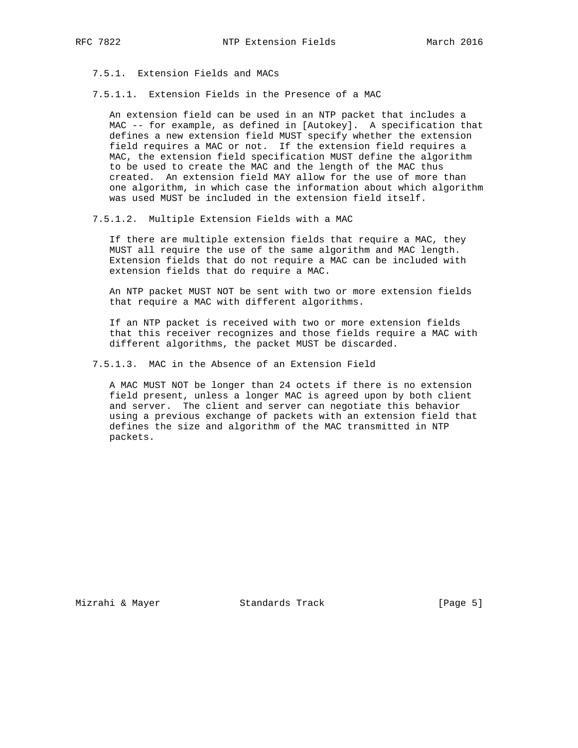#### 7.5.1. Extension Fields and MACs

##### 7.5.1.1. Extension Fields in the Presence of a MAC

An extension field can be used in an NTP packet that includes a MAC -- for example, as defined in [Autokey]. A specification that defines a new extension field MUST specify whether the extension field requires a MAC or not. If the extension field requires a MAC, the extension field specification MUST define the algorithm to be used to create the MAC and the length of the MAC thus created. An extension field MAY allow for the use of more than one algorithm, in which case the information about which algorithm was used MUST be included in the extension field itself.

##### 7.5.1.2. Multiple Extension Fields with a MAC

If there are multiple extension fields that require a MAC, they MUST all require the use of the same algorithm and MAC length. Extension fields that do not require a MAC can be included with extension fields that do require a MAC.

An NTP packet MUST NOT be sent with two or more extension fields that require a MAC with different algorithms.

If an NTP packet is received with two or more extension fields that this receiver recognizes and those fields require a MAC with different algorithms, the packet MUST be discarded.

##### 7.5.1.3. MAC in the Absence of an Extension Field

A MAC MUST NOT be longer than 24 octets if there is no extension field present, unless a longer MAC is agreed upon by both client and server. The client and server can negotiate this behavior using a previous exchange of packets with an extension field that defines the size and algorithm of the MAC transmitted in NTP packets.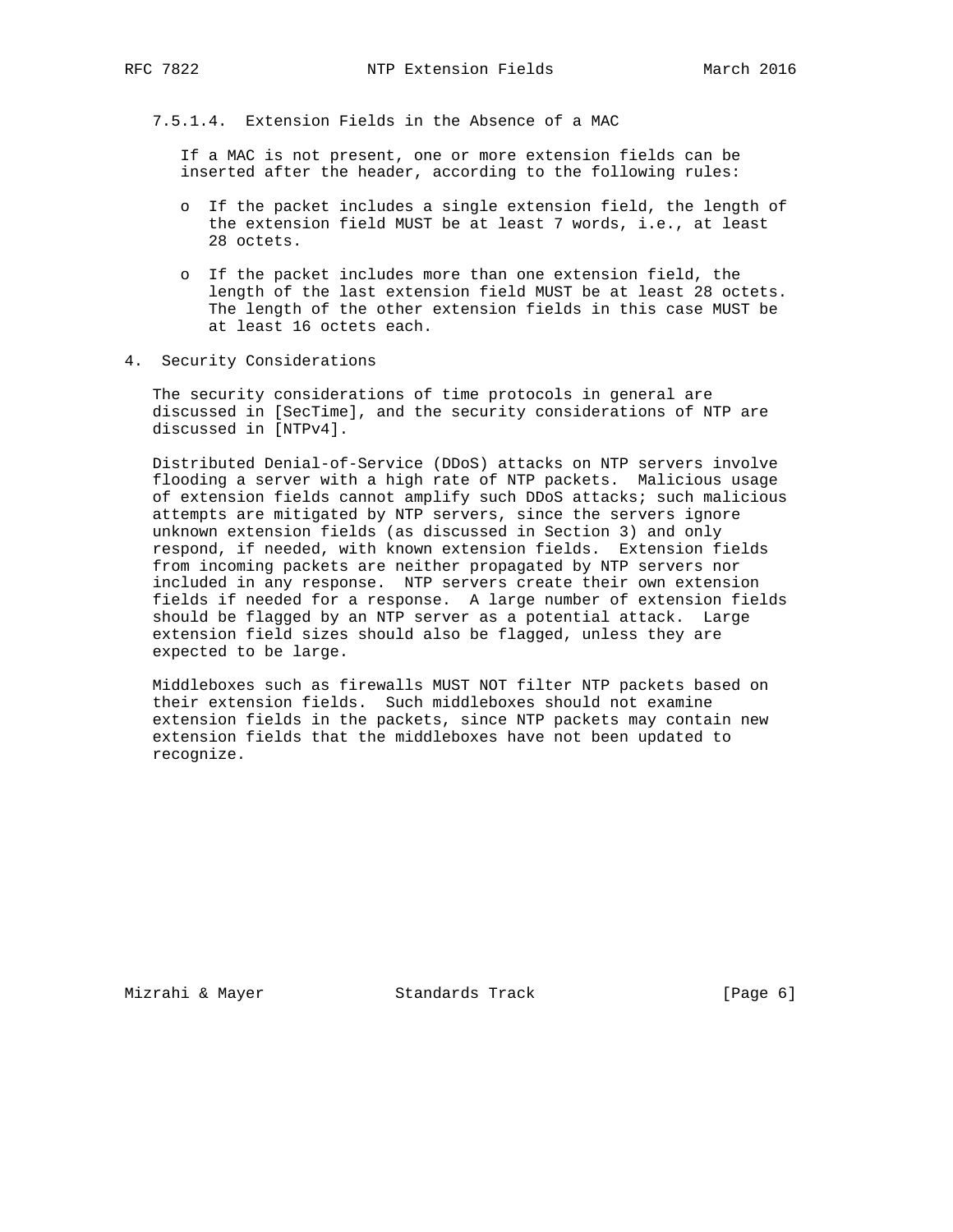#### 7.5.1.4. Extension Fields in the Absence of a MAC

If a MAC is not present, one or more extension fields can be inserted after the header, according to the following rules:

- If the packet includes a single extension field, the length of the extension field MUST be at least 7 words, i.e., at least 28 octets.

- If the packet includes more than one extension field, the length of the last extension field MUST be at least 28 octets. The length of the other extension fields in this case MUST be at least 16 octets each.

## 4. Security Considerations

The security considerations of time protocols in general are discussed in [SecTime], and the security considerations of NTP are discussed in [NTPv4].

Distributed Denial-of-Service (DDoS) attacks on NTP servers involve flooding a server with a high rate of NTP packets. Malicious usage of extension fields cannot amplify such DDoS attacks; such malicious attempts are mitigated by NTP servers, since the servers ignore unknown extension fields (as discussed in Section 3) and only respond, if needed, with known extension fields. Extension fields from incoming packets are neither propagated by NTP servers nor included in any response. NTP servers create their own extension fields if needed for a response. A large number of extension fields should be flagged by an NTP server as a potential attack. Large extension field sizes should also be flagged, unless they are expected to be large.

Middleboxes such as firewalls MUST NOT filter NTP packets based on their extension fields. Such middleboxes should not examine extension fields in the packets, since NTP packets may contain new extension fields that the middleboxes have not been updated to recognize.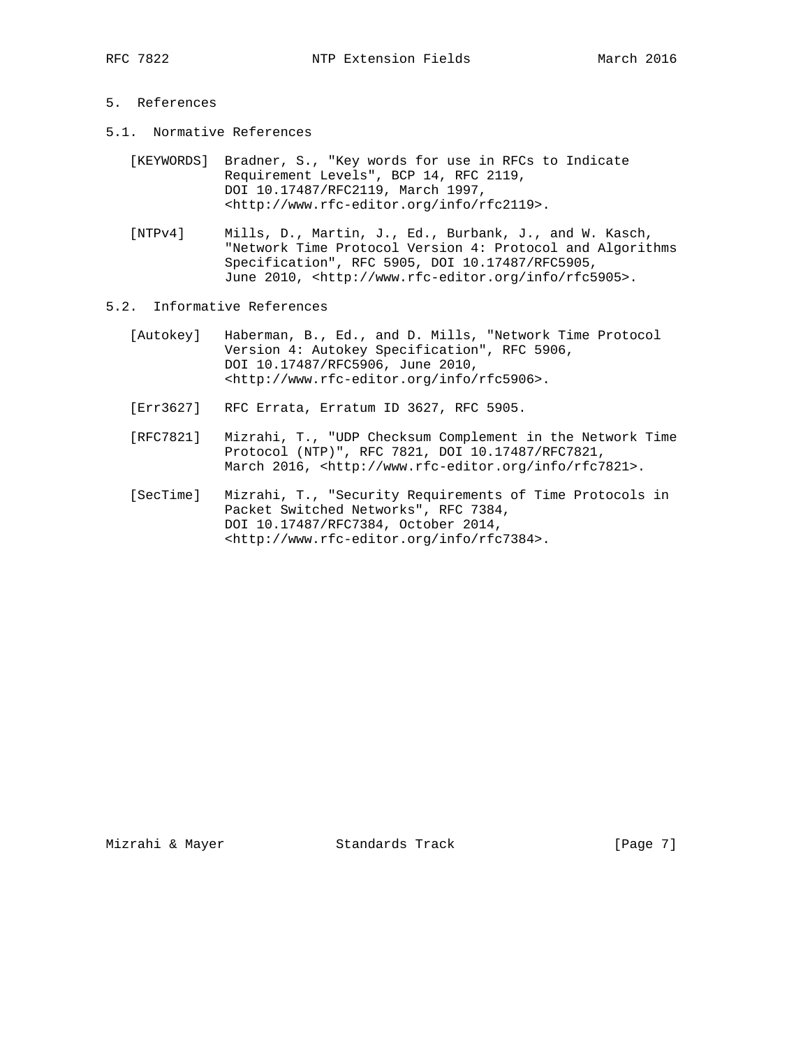## 5. References

### 5.1. Normative References

[KEYWORDS] Bradner, S., "Key words for use in RFCs to Indicate Requirement Levels", BCP 14, RFC 2119, DOI 10.17487/RFC2119, March 1997, <http://www.rfc-editor.org/info/rfc2119>.

[NTPv4] Mills, D., Martin, J., Ed., Burbank, J., and W. Kasch, "Network Time Protocol Version 4: Protocol and Algorithms Specification", RFC 5905, DOI 10.17487/RFC5905, June 2010, <http://www.rfc-editor.org/info/rfc5905>.

### 5.2. Informative References

[Autokey] Haberman, B., Ed., and D. Mills, "Network Time Protocol Version 4: Autokey Specification", RFC 5906, DOI 10.17487/RFC5906, June 2010, <http://www.rfc-editor.org/info/rfc5906>.

[Err3627] RFC Errata, Erratum ID 3627, RFC 5905.

[RFC7821] Mizrahi, T., "UDP Checksum Complement in the Network Time Protocol (NTP)", RFC 7821, DOI 10.17487/RFC7821, March 2016, <http://www.rfc-editor.org/info/rfc7821>.

[SecTime] Mizrahi, T., "Security Requirements of Time Protocols in Packet Switched Networks", RFC 7384, DOI 10.17487/RFC7384, October 2014, <http://www.rfc-editor.org/info/rfc7384>.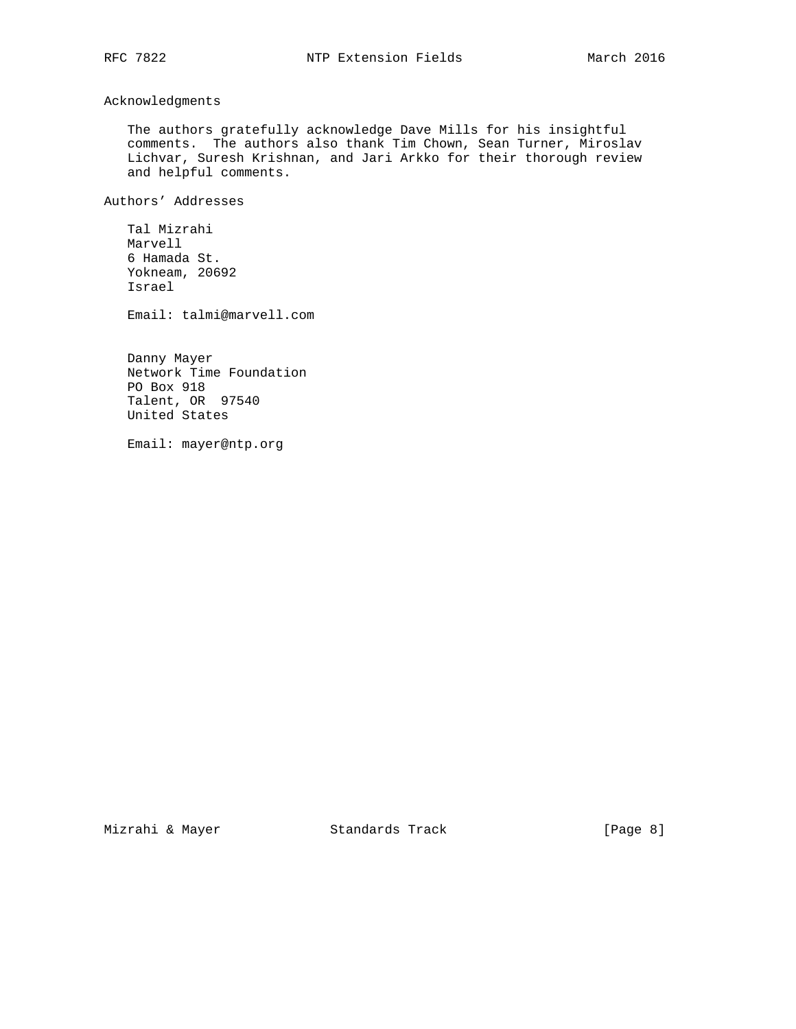## Acknowledgments

The authors gratefully acknowledge Dave Mills for his insightful comments. The authors also thank Tim Chown, Sean Turner, Miroslav Lichvar, Suresh Krishnan, and Jari Arkko for their thorough review and helpful comments.

## Authors' Addresses

Tal Mizrahi
Marvell
6 Hamada St.
Yokneam, 20692
Israel

Email: talmi@marvell.com

Danny Mayer
Network Time Foundation
PO Box 918
Talent, OR 97540
United States

Email: mayer@ntp.org